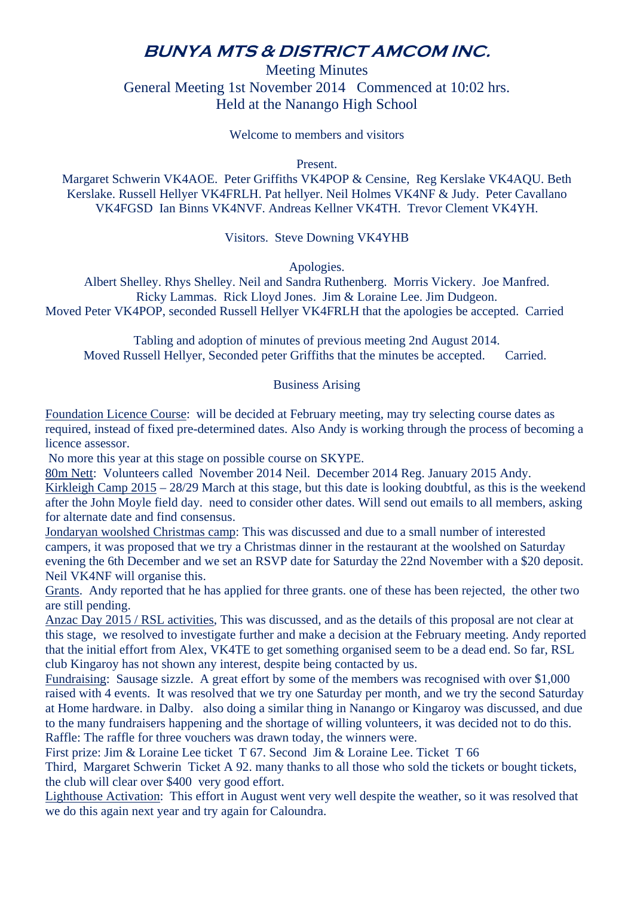# BUNYA MTS & DISTRICT AMCOM INC.

Meeting Minutes
General Meeting 1st November 2014 Commenced at 10:02 hrs.
Held at the Nanango High School

Welcome to members and visitors

Present.
Margaret Schwerin VK4AOE. Peter Griffiths VK4POP & Censine, Reg Kerslake VK4AQU. Beth Kerslake. Russell Hellyer VK4FRLH. Pat hellyer. Neil Holmes VK4NF & Judy. Peter Cavallano VK4FGSD Ian Binns VK4NVF. Andreas Kellner VK4TH. Trevor Clement VK4YH.

Visitors. Steve Downing VK4YHB

Apologies.
Albert Shelley. Rhys Shelley. Neil and Sandra Ruthenberg. Morris Vickery. Joe Manfred. Ricky Lammas. Rick Lloyd Jones. Jim & Loraine Lee. Jim Dudgeon.
Moved Peter VK4POP, seconded Russell Hellyer VK4FRLH that the apologies be accepted. Carried

Tabling and adoption of minutes of previous meeting 2nd August 2014.
Moved Russell Hellyer, Seconded peter Griffiths that the minutes be accepted. Carried.

Business Arising

Foundation Licence Course: will be decided at February meeting, may try selecting course dates as required, instead of fixed pre-determined dates. Also Andy is working through the process of becoming a licence assessor.
No more this year at this stage on possible course on SKYPE.
80m Nett: Volunteers called November 2014 Neil. December 2014 Reg. January 2015 Andy.
Kirkleigh Camp 2015 – 28/29 March at this stage, but this date is looking doubtful, as this is the weekend after the John Moyle field day. need to consider other dates. Will send out emails to all members, asking for alternate date and find consensus.
Jondaryan woolshed Christmas camp: This was discussed and due to a small number of interested campers, it was proposed that we try a Christmas dinner in the restaurant at the woolshed on Saturday evening the 6th December and we set an RSVP date for Saturday the 22nd November with a $20 deposit. Neil VK4NF will organise this.
Grants. Andy reported that he has applied for three grants. one of these has been rejected, the other two are still pending.
Anzac Day 2015 / RSL activities, This was discussed, and as the details of this proposal are not clear at this stage, we resolved to investigate further and make a decision at the February meeting. Andy reported that the initial effort from Alex, VK4TE to get something organised seem to be a dead end. So far, RSL club Kingaroy has not shown any interest, despite being contacted by us.
Fundraising: Sausage sizzle. A great effort by some of the members was recognised with over $1,000 raised with 4 events. It was resolved that we try one Saturday per month, and we try the second Saturday at Home hardware. in Dalby. also doing a similar thing in Nanango or Kingaroy was discussed, and due to the many fundraisers happening and the shortage of willing volunteers, it was decided not to do this.
Raffle: The raffle for three vouchers was drawn today, the winners were.
First prize: Jim & Loraine Lee ticket T 67. Second Jim & Loraine Lee. Ticket T 66
Third, Margaret Schwerin Ticket A 92. many thanks to all those who sold the tickets or bought tickets, the club will clear over $400 very good effort.
Lighthouse Activation: This effort in August went very well despite the weather, so it was resolved that we do this again next year and try again for Caloundra.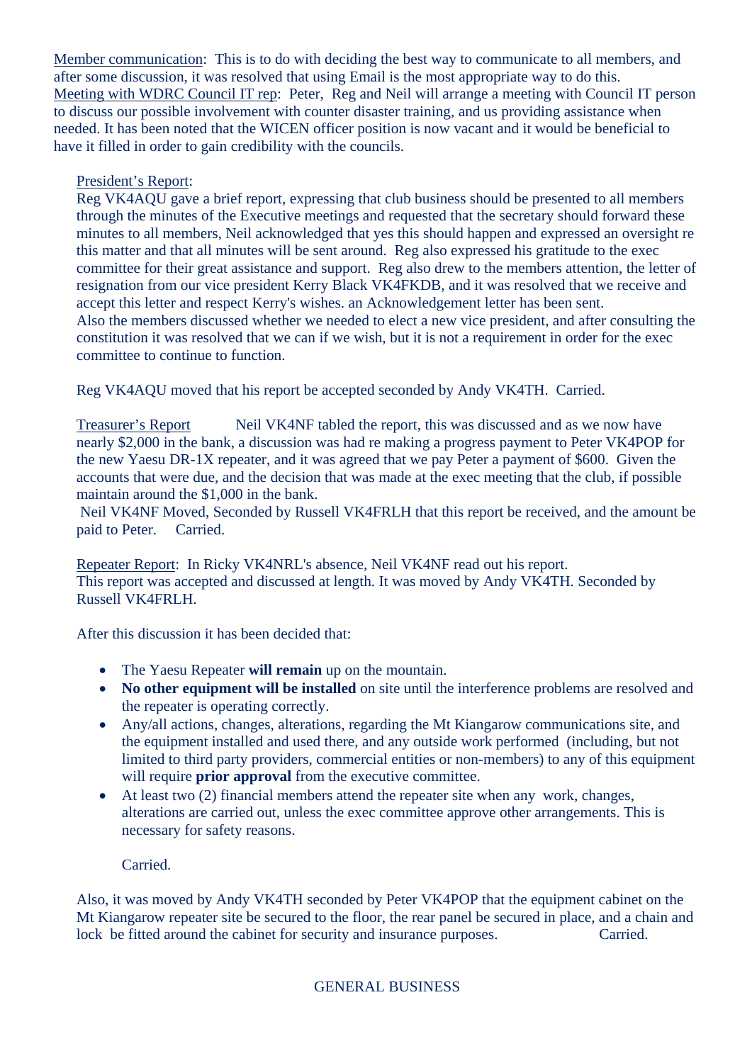Member communication: This is to do with deciding the best way to communicate to all members, and after some discussion, it was resolved that using Email is the most appropriate way to do this.

Meeting with WDRC Council IT rep: Peter, Reg and Neil will arrange a meeting with Council IT person to discuss our possible involvement with counter disaster training, and us providing assistance when needed. It has been noted that the WICEN officer position is now vacant and it would be beneficial to have it filled in order to gain credibility with the councils.

President's Report:

Reg VK4AQU gave a brief report, expressing that club business should be presented to all members through the minutes of the Executive meetings and requested that the secretary should forward these minutes to all members, Neil acknowledged that yes this should happen and expressed an oversight re this matter and that all minutes will be sent around. Reg also expressed his gratitude to the exec committee for their great assistance and support. Reg also drew to the members attention, the letter of resignation from our vice president Kerry Black VK4FKDB, and it was resolved that we receive and accept this letter and respect Kerry's wishes. an Acknowledgement letter has been sent.

Also the members discussed whether we needed to elect a new vice president, and after consulting the constitution it was resolved that we can if we wish, but it is not a requirement in order for the exec committee to continue to function.

Reg VK4AQU moved that his report be accepted seconded by Andy VK4TH. Carried.

Treasurer's Report Neil VK4NF tabled the report, this was discussed and as we now have nearly $2,000 in the bank, a discussion was had re making a progress payment to Peter VK4POP for the new Yaesu DR-1X repeater, and it was agreed that we pay Peter a payment of $600. Given the accounts that were due, and the decision that was made at the exec meeting that the club, if possible maintain around the $1,000 in the bank.

Neil VK4NF Moved, Seconded by Russell VK4FRLH that this report be received, and the amount be paid to Peter. Carried.

Repeater Report: In Ricky VK4NRL's absence, Neil VK4NF read out his report.

This report was accepted and discussed at length. It was moved by Andy VK4TH. Seconded by Russell VK4FRLH.

After this discussion it has been decided that:

- The Yaesu Repeater **will remain** up on the mountain.
- **No other equipment will be installed** on site until the interference problems are resolved and the repeater is operating correctly.
- Any/all actions, changes, alterations, regarding the Mt Kiangarow communications site, and the equipment installed and used there, and any outside work performed (including, but not limited to third party providers, commercial entities or non-members) to any of this equipment will require **prior approval** from the executive committee.
- At least two (2) financial members attend the repeater site when any work, changes, alterations are carried out, unless the exec committee approve other arrangements. This is necessary for safety reasons.

  Carried.

Also, it was moved by Andy VK4TH seconded by Peter VK4POP that the equipment cabinet on the Mt Kiangarow repeater site be secured to the floor, the rear panel be secured in place, and a chain and lock be fitted around the cabinet for security and insurance purposes. Carried.

## GENERAL BUSINESS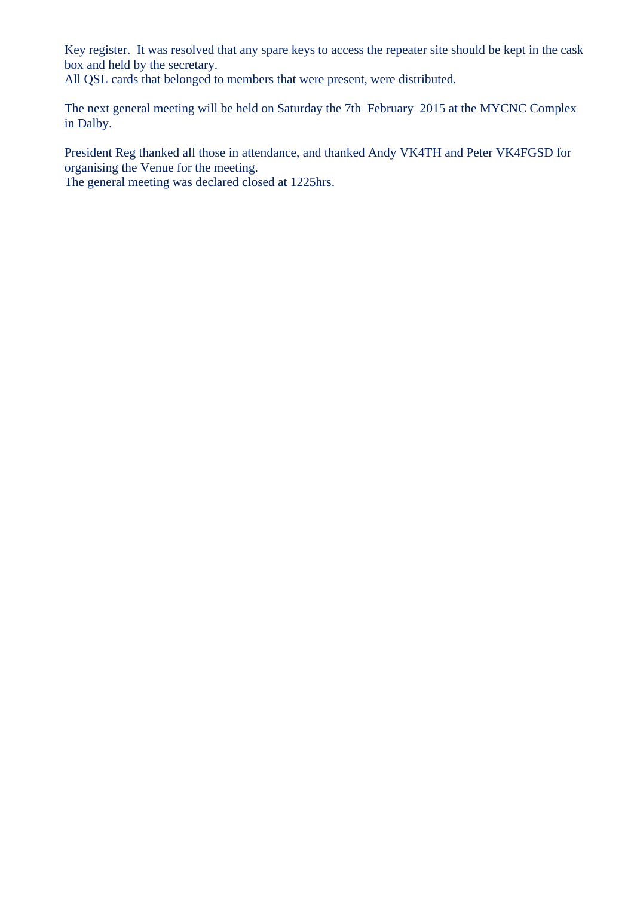Key register. It was resolved that any spare keys to access the repeater site should be kept in the cask box and held by the secretary.
All QSL cards that belonged to members that were present, were distributed.

The next general meeting will be held on Saturday the 7th February 2015 at the MYCNC Complex in Dalby.

President Reg thanked all those in attendance, and thanked Andy VK4TH and Peter VK4FGSD for organising the Venue for the meeting.
The general meeting was declared closed at 1225hrs.